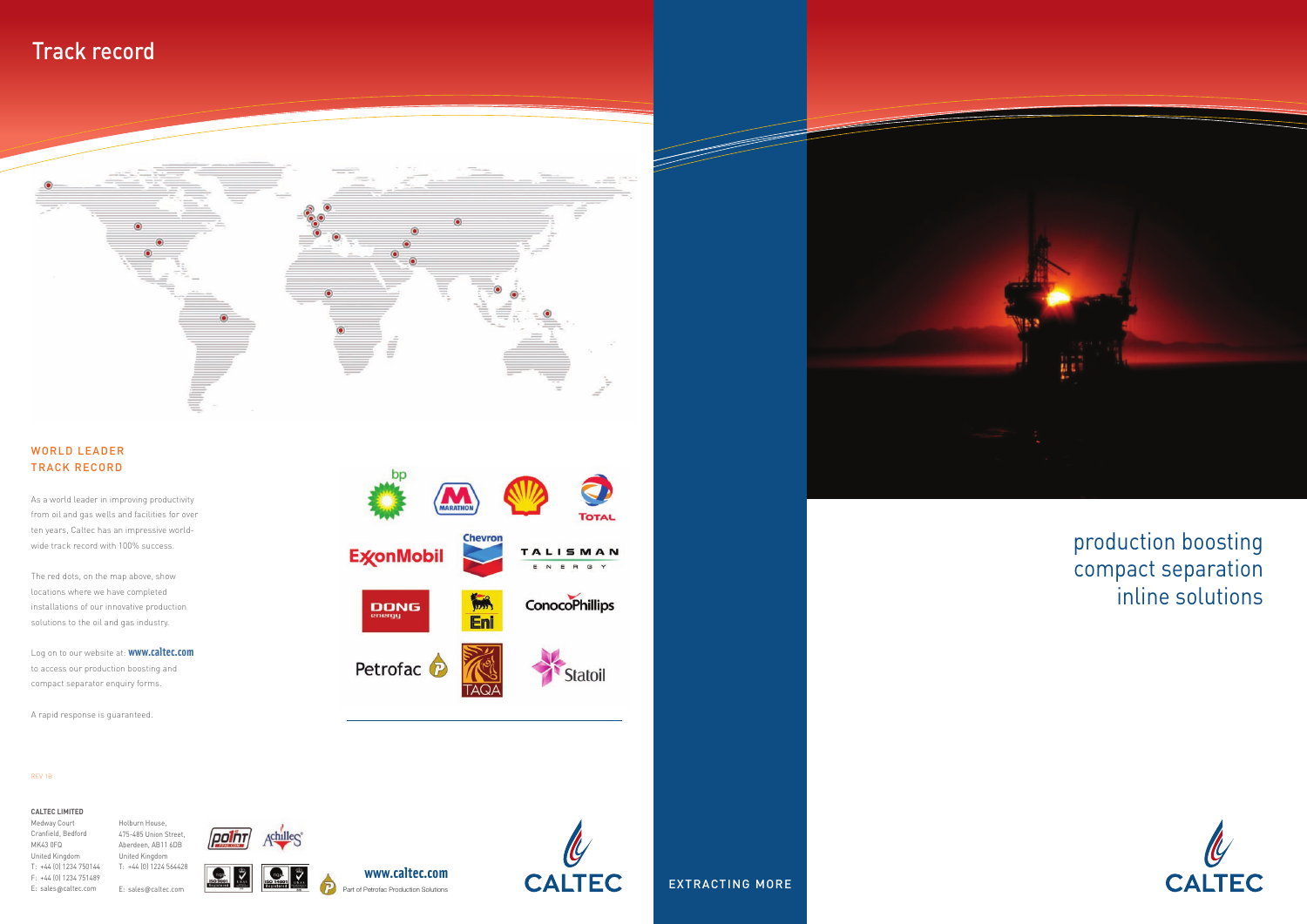# Track record

## WORLD LEADER TRACK RECORD

As a world leader in improving productivity from oil and gas wells and facilities for over ten years, Caltec has an impressive world-wide track record with 100% success.

The red dots, on the map above, show locations where we have completed installations of our innovative production solutions to the oil and gas industry.

Log on to our website at: **www.caltec.com** to access our production boosting and compact separator enquiry forms.

A rapid response is guaranteed.

REV 1B

**CALTEC LIMITED**

Medway Court
Cranfield, Bedford
MK43 0FQ
United Kingdom
T: +44 (0) 1234 750144
F: +44 (0) 1234 751489
E: sales@caltec.com

Holburn House,
475-485 Union Street,
Aberdeen, AB11 6DB
United Kingdom
T: +44 (0) 1224 564428

E: sales@caltec.com

**www.caltec.com**

Part of Petrofac Production Solutions

CALTEC

EXTRACTING MORE

production boosting
compact separation
inline solutions

CALTEC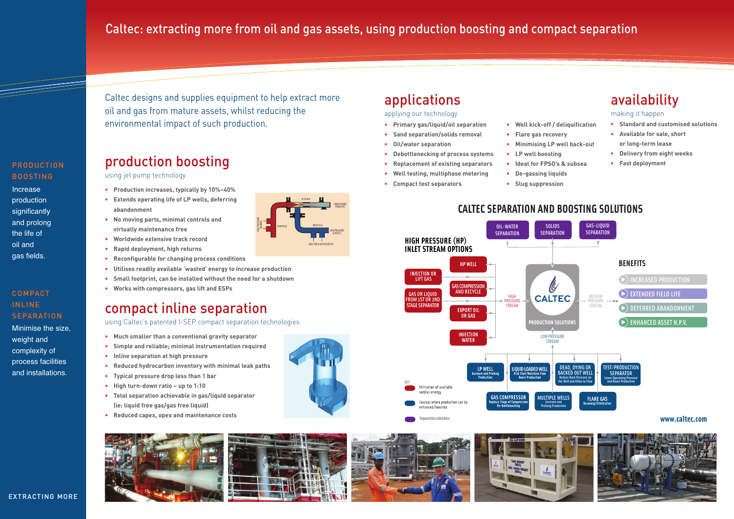# Caltec: extracting more from oil and gas assets, using production boosting and compact separation

**PRODUCTION BOOSTING**

Increase production significantly and prolong the life of oil and gas fields.

**COMPACT INLINE SEPARATION**

Minimise the size, weight and complexity of process facilities and installations.

EXTRACTING MORE

Caltec designs and supplies equipment to help extract more oil and gas from mature assets, whilst reducing the environmental impact of such production.

## production boosting

using jet pump technology

- Production increases, typically by 10%–40%
- Extends operating life of LP wells, deferring abandonment
- No moving parts, minimal controls and virtually maintenance free
- Worldwide extensive track record
- Rapid deployment, high returns
- Reconfigurable for changing process conditions
- Utilises readily available 'wasted' energy to increase production
- Small footprint, can be installed without the need for a shutdown
- Works with compressors, gas lift and ESPs

JET PUMP
COMMINGLED PRODUCTS
HIGH PRESSURE SOURCES
MANIFOLD
MANIFOLD
LOW PRESSURE SOURCES
GAS FIELD APPLICATION

## compact inline separation

using Caltec's patented I-SEP compact separation technologies

- Much smaller than a conventional gravity separator
- Simple and reliable; minimal instrumentation required
- Inline separation at high pressure
- Reduced hydrocarbon inventory with minimal leak paths
- Typical pressure drop less than 1 bar
- High turn-down ratio – up to 1:10
- Total separation achievable in gas/liquid separator (ie: liquid free gas/gas free liquid)
- Reduced capex, opex and maintenance costs

## applications

applying our technology

- Primary gas/liquid/oil separation
- Sand separation/solids removal
- Oil/water separation
- Debottlenecking of process systems
- Replacement of existing separators
- Well testing, multiphase metering
- Compact test separators
- Well kick-off / deliquification
- Flare gas recovery
- Minimising LP well back-out
- LP well boosting
- Ideal for FPSO's & subsea
- De-gassing liquids
- Slug suppression

## availability

making it happen

- Standard and customised solutions
- Available for sale, short or long-term lease
- Delivery from eight weeks
- Fast deployment

## CALTEC SEPARATION AND BOOSTING SOLUTIONS

OIL-WATER SEPARATION
SOLIDS SEPARATION
GAS-LIQUID SEPARATION

HIGH PRESSURE (HP) INLET STREAM OPTIONS

HP WELL
INJECTION OR LIFT GAS
GAS COMPRESSION AND RECYCLE
GAS OR LIQUID FROM 1ST OR 2ND STAGE SEPARATOR
EXPORT OIL OR GAS
INJECTION WATER

HIGH PRESSURE STREAM
CALTEC
PRODUCTION SOLUTIONS
MEDIUM PRESSURE STREAM
LOW PRESSURE STREAM

BENEFITS

INCREASED PRODUCTION
EXTENDED FIELD LIFE
DEFERRED ABANDONMENT
ENHANCED ASSET N.P.V.

LP WELL
Increase and Prolong Production

LIQUID LOADED WELL
Kick Start/Maintain Flow Boost Production

DEAD, DYING OR BACKED OUT WELL
Reduce Back Pressure on the Well and Allow to Flow

TEST/PRODUCTION SEPARATOR
Lower Operating Pressure and Boost Production

GAS COMPRESSOR
Replace Stage of Compression De-bottlenecking

MULTIPLE WELLS
Increase and Prolong Production

FLARE GAS
Recovery/Elimination

KEY
Utilisation of available surplus energy
Sources where production can be enhanced/boosted
Separation solutions

www.caltec.com